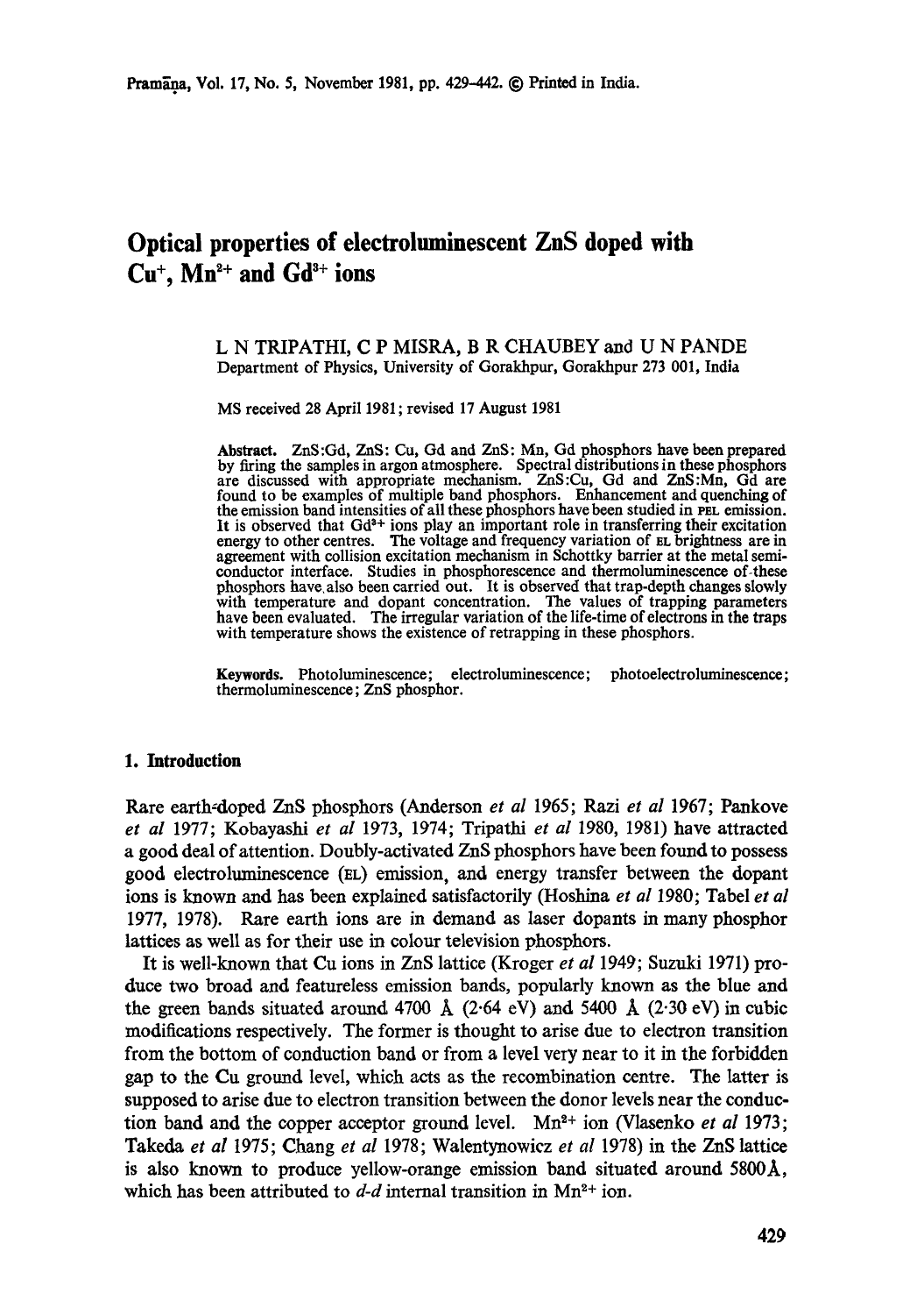# Optical properties of electroluminescent ZnS doped with $Cu^{+}$, $Mn^{2+}$ and $Gd^{3+}$ ions

L N TRIPATHI, C P MISRA, B R CHAUBEY and U N PANDE
Department of Physics, University of Gorakhpur, Gorakhpur 273 001, India

MS received 28 April 1981; revised 17 August 1981

**Abstract.** ZnS:Gd, ZnS: Cu, Gd and ZnS: Mn, Gd phosphors have been prepared by firing the samples in argon atmosphere. Spectral distributions in these phosphors are discussed with appropriate mechanism. ZnS:Cu, Gd and ZnS:Mn, Gd are found to be examples of multiple band phosphors. Enhancement and quenching of the emission band intensities of all these phosphors have been studied in PEL emission. It is observed that $Gd^{3+}$ ions play an important role in transferring their excitation energy to other centres. The voltage and frequency variation of EL brightness are in agreement with collision excitation mechanism in Schottky barrier at the metal semiconductor interface. Studies in phosphorescence and thermoluminescence of these phosphors have also been carried out. It is observed that trap-depth changes slowly with temperature and dopant concentration. The values of trapping parameters have been evaluated. The irregular variation of the life-time of electrons in the traps with temperature shows the existence of retrapping in these phosphors.

**Keywords.** Photoluminescence; electroluminescence; photoelectroluminescence; thermoluminescence; ZnS phosphor.

## 1. Introduction

Rare earth-doped ZnS phosphors (Anderson *et al* 1965; Razi *et al* 1967; Pankove *et al* 1977; Kobayashi *et al* 1973, 1974; Tripathi *et al* 1980, 1981) have attracted a good deal of attention. Doubly-activated ZnS phosphors have been found to possess good electroluminescence (EL) emission, and energy transfer between the dopant ions is known and has been explained satisfactorily (Hoshina *et al* 1980; Tabel *et al* 1977, 1978). Rare earth ions are in demand as laser dopants in many phosphor lattices as well as for their use in colour television phosphors.

It is well-known that Cu ions in ZnS lattice (Kroger *et al* 1949; Suzuki 1971) produce two broad and featureless emission bands, popularly known as the blue and the green bands situated around 4700 Å (2·64 eV) and 5400 Å (2·30 eV) in cubic modifications respectively. The former is thought to arise due to electron transition from the bottom of conduction band or from a level very near to it in the forbidden gap to the Cu ground level, which acts as the recombination centre. The latter is supposed to arise due to electron transition between the donor levels near the conduction band and the copper acceptor ground level. $Mn^{2+}$ ion (Vlasenko *et al* 1973; Takeda *et al* 1975; Chang *et al* 1978; Walentynowicz *et al* 1978) in the ZnS lattice is also known to produce yellow-orange emission band situated around 5800 Å, which has been attributed to *d-d* internal transition in $Mn^{2+}$ ion.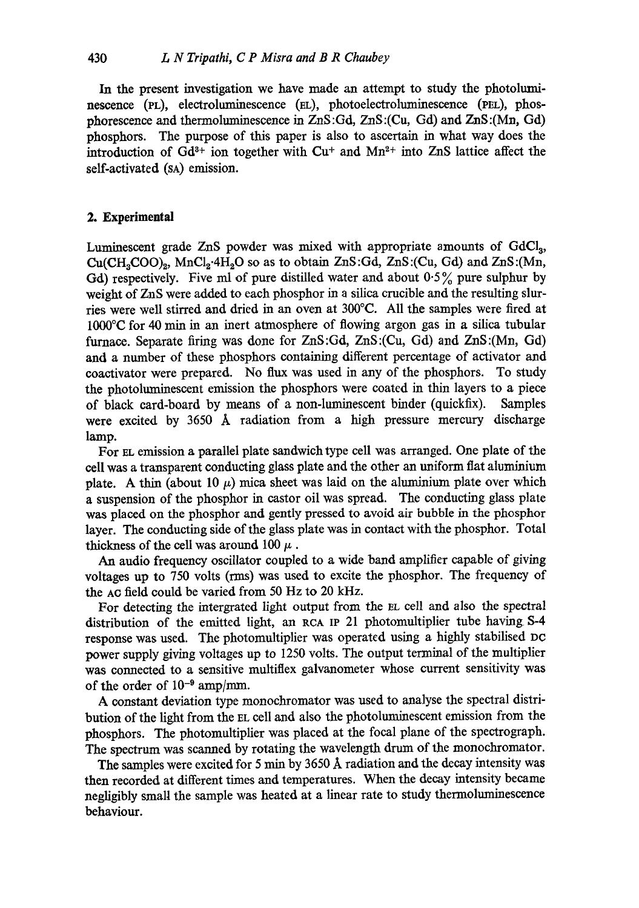In the present investigation we have made an attempt to study the photoluminescence (PL), electroluminescence (EL), photoelectroluminescence (PEL), phosphorescence and thermoluminescence in ZnS:Gd, ZnS:(Cu, Gd) and ZnS:(Mn, Gd) phosphors. The purpose of this paper is also to ascertain in what way does the introduction of $Gd^{3+}$ ion together with $Cu^{+}$ and $Mn^{2+}$ into ZnS lattice affect the self-activated (SA) emission.

## 2. Experimental

Luminescent grade ZnS powder was mixed with appropriate amounts of $GdCl_3$, $Cu(CH_3COO)_2$, $MnCl_2{\cdot}4H_2O$ so as to obtain ZnS:Gd, ZnS:(Cu, Gd) and ZnS:(Mn, Gd) respectively. Five ml of pure distilled water and about 0·5% pure sulphur by weight of ZnS were added to each phosphor in a silica crucible and the resulting slurries were well stirred and dried in an oven at 300°C. All the samples were fired at 1000°C for 40 min in an inert atmosphere of flowing argon gas in a silica tubular furnace. Separate firing was done for ZnS:Gd, ZnS:(Cu, Gd) and ZnS:(Mn, Gd) and a number of these phosphors containing different percentage of activator and coactivator were prepared. No flux was used in any of the phosphors. To study the photoluminescent emission the phosphors were coated in thin layers to a piece of black card-board by means of a non-luminescent binder (quickfix). Samples were excited by 3650 Å radiation from a high pressure mercury discharge lamp.

For EL emission a parallel plate sandwich type cell was arranged. One plate of the cell was a transparent conducting glass plate and the other an uniform flat aluminium plate. A thin (about 10 $\mu$) mica sheet was laid on the aluminium plate over which a suspension of the phosphor in castor oil was spread. The conducting glass plate was placed on the phosphor and gently pressed to avoid air bubble in the phosphor layer. The conducting side of the glass plate was in contact with the phosphor. Total thickness of the cell was around 100 $\mu$.

An audio frequency oscillator coupled to a wide band amplifier capable of giving voltages up to 750 volts (rms) was used to excite the phosphor. The frequency of the AC field could be varied from 50 Hz to 20 kHz.

For detecting the intergrated light output from the EL cell and also the spectral distribution of the emitted light, an RCA IP 21 photomultiplier tube having S-4 response was used. The photomultiplier was operated using a highly stabilised DC power supply giving voltages up to 1250 volts. The output terminal of the multiplier was connected to a sensitive multiflex galvanometer whose current sensitivity was of the order of $10^{-9}$ amp/mm.

A constant deviation type monochromator was used to analyse the spectral distribution of the light from the EL cell and also the photoluminescent emission from the phosphors. The photomultiplier was placed at the focal plane of the spectrograph. The spectrum was scanned by rotating the wavelength drum of the monochromator.

The samples were excited for 5 min by 3650 Å radiation and the decay intensity was then recorded at different times and temperatures. When the decay intensity became negligibly small the sample was heated at a linear rate to study thermoluminescence behaviour.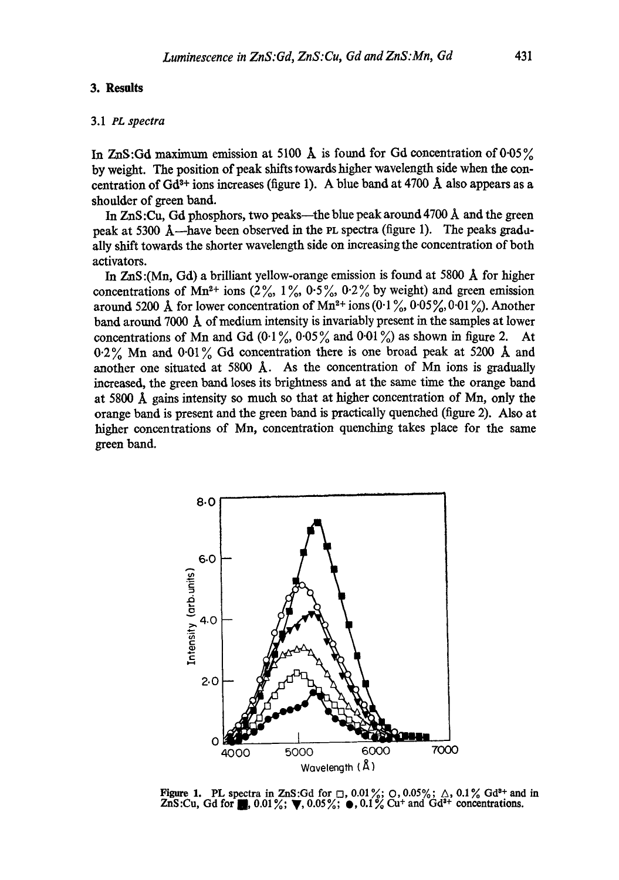## 3. Results

### 3.1 PL spectra

In ZnS:Gd maximum emission at 5100 Å is found for Gd concentration of 0·05% by weight. The position of peak shifts towards higher wavelength side when the concentration of $Gd^{3+}$ ions increases (figure 1). A blue band at 4700 Å also appears as a shoulder of green band.

In ZnS:Cu, Gd phosphors, two peaks—the blue peak around 4700 Å and the green peak at 5300 Å—have been observed in the PL spectra (figure 1). The peaks gradually shift towards the shorter wavelength side on increasing the concentration of both activators.

In ZnS:(Mn, Gd) a brilliant yellow-orange emission is found at 5800 Å for higher concentrations of $Mn^{2+}$ ions (2%, 1%, 0·5%, 0·2% by weight) and green emission around 5200 Å for lower concentration of $Mn^{2+}$ ions (0·1%, 0·05%, 0·01%). Another band around 7000 Å of medium intensity is invariably present in the samples at lower concentrations of Mn and Gd (0·1%, 0·05% and 0·01%) as shown in figure 2. At 0·2% Mn and 0·01% Gd concentration there is one broad peak at 5200 Å and another one situated at 5800 Å. As the concentration of Mn ions is gradually increased, the green band loses its brightness and at the same time the orange band at 5800 Å gains intensity so much so that at higher concentration of Mn, only the orange band is present and the green band is practically quenched (figure 2). Also at higher concentrations of Mn, concentration quenching takes place for the same green band.

**Figure 1.** PL spectra in ZnS:Gd for □, 0.01%; ○, 0.05%; △, 0.1% $Gd^{3+}$ and in ZnS:Cu, Gd for ■, 0.01%; ▼, 0.05%; ●, 0.1% $Cu^{+}$ and $Gd^{3+}$ concentrations.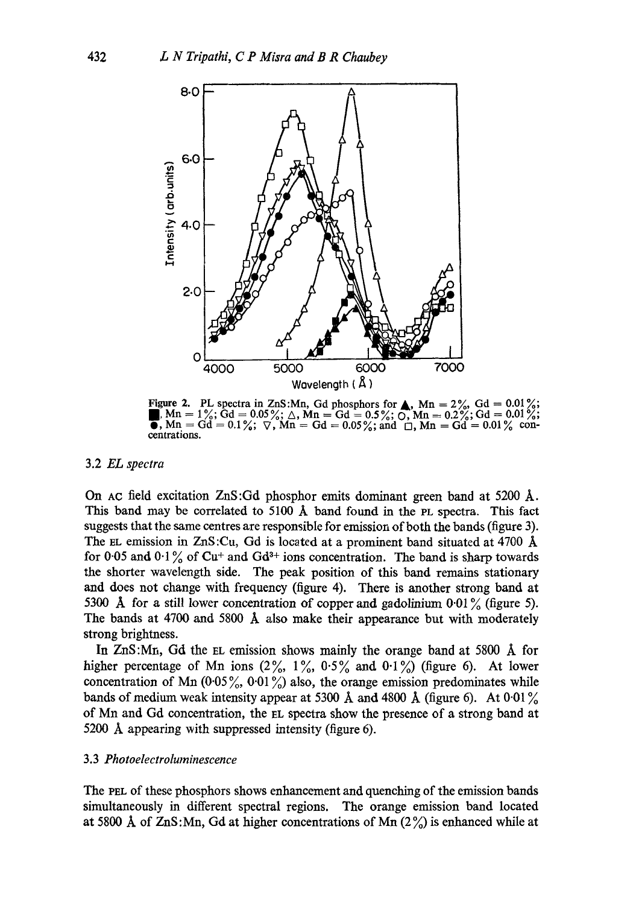Figure 2. PL spectra in ZnS:Mn, Gd phosphors for ▲, Mn = 2%, Gd = 0.01%; ■, Mn = 1%; Gd = 0.05%; △, Mn = Gd = 0.5%; ○, Mn = 0.2%; Gd = 0.01%; ●, Mn = Gd = 0.1%; ▽, Mn = Gd = 0.05%; and □, Mn = Gd = 0.01% concentrations.

### 3.2 *EL spectra*

On AC field excitation ZnS:Gd phosphor emits dominant green band at 5200 Å. This band may be correlated to 5100 Å band found in the PL spectra. This fact suggests that the same centres are responsible for emission of both the bands (figure 3). The EL emission in ZnS:Cu, Gd is located at a prominent band situated at 4700 Å for 0·05 and 0·1% of $Cu^{+}$ and $Gd^{3+}$ ions concentration. The band is sharp towards the shorter wavelength side. The peak position of this band remains stationary and does not change with frequency (figure 4). There is another strong band at 5300 Å for a still lower concentration of copper and gadolinium 0·01% (figure 5). The bands at 4700 and 5800 Å also make their appearance but with moderately strong brightness.

In ZnS:Mn, Gd the EL emission shows mainly the orange band at 5800 Å for higher percentage of Mn ions (2%, 1%, 0·5% and 0·1%) (figure 6). At lower concentration of Mn (0·05%, 0·01%) also, the orange emission predominates while bands of medium weak intensity appear at 5300 Å and 4800 Å (figure 6). At 0·01% of Mn and Gd concentration, the EL spectra show the presence of a strong band at 5200 Å appearing with suppressed intensity (figure 6).

### 3.3 *Photoelectroluminescence*

The PEL of these phosphors shows enhancement and quenching of the emission bands simultaneously in different spectral regions. The orange emission band located at 5800 Å of ZnS:Mn, Gd at higher concentrations of Mn (2%) is enhanced while at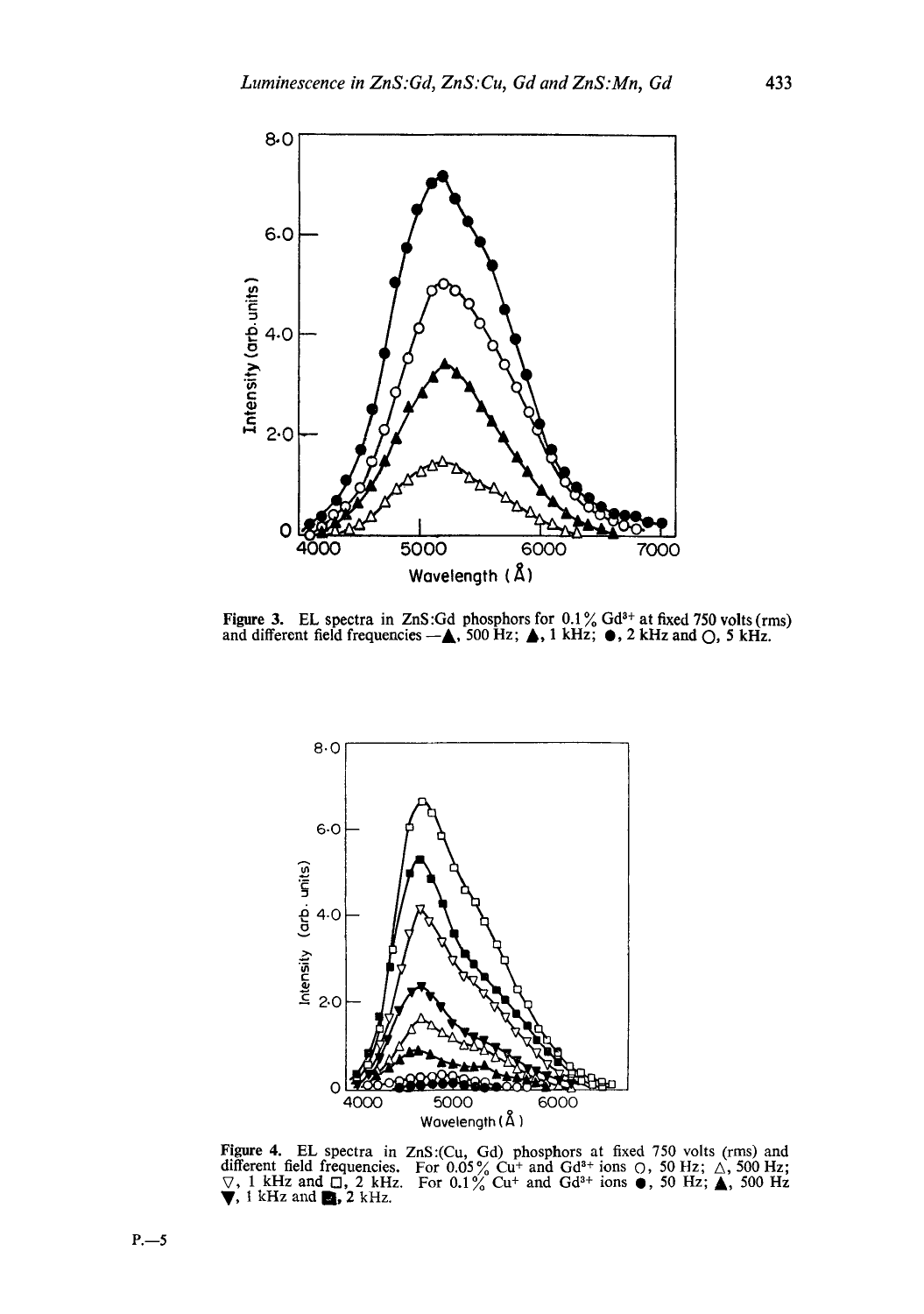Figure 3. EL spectra in ZnS:Gd phosphors for 0.1% $Gd^{3+}$ at fixed 750 volts (rms) and different field frequencies —▲, 500 Hz; ▲, 1 kHz; ●, 2 kHz and ○, 5 kHz.

Figure 4. EL spectra in ZnS:(Cu, Gd) phosphors at fixed 750 volts (rms) and different field frequencies. For 0.05% $Cu^{+}$ and $Gd^{3+}$ ions ○, 50 Hz; △, 500 Hz; ▽, 1 kHz and □, 2 kHz. For 0.1% $Cu^{+}$ and $Gd^{3+}$ ions ●, 50 Hz; ▲, 500 Hz ▼, 1 kHz and ■, 2 kHz.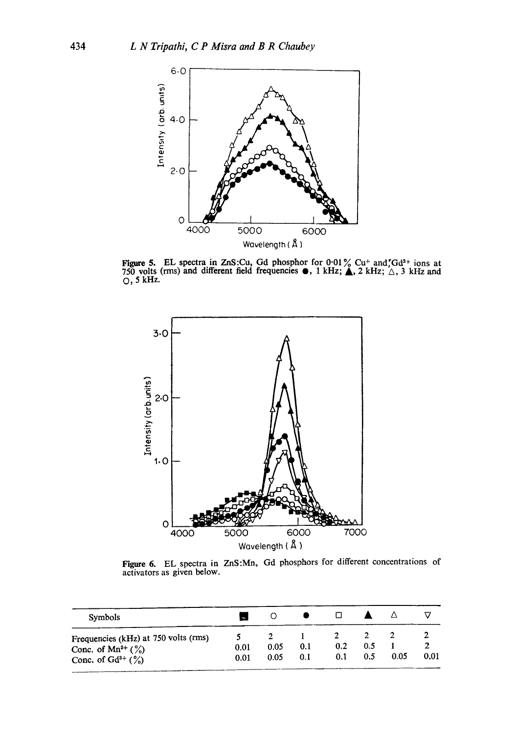**Figure 5.** EL spectra in ZnS:Cu, Gd phosphor for 0·01% $Cu^{+}$ and $Gd^{3+}$ ions at 750 volts (rms) and different field frequencies ●, 1 kHz; ▲, 2 kHz; △, 3 kHz and ○, 5 kHz.

**Figure 6.** EL spectra in ZnS:Mn, Gd phosphors for different concentrations of activators as given below.

| Symbols | ■ | ○ | ● | □ | ▲ | △ | ▽ |
|---|---|---|---|---|---|---|---|
| Frequencies (kHz) at 750 volts (rms) | 5 | 2 | 1 | 2 | 2 | 2 | 2 |
| Conc. of $Mn^{2+}$ (%) | 0.01 | 0.05 | 0.1 | 0.2 | 0.5 | 1 | 2 |
| Conc. of $Gd^{3+}$ (%) | 0.01 | 0.05 | 0.1 | 0.1 | 0.5 | 0.05 | 0.01 |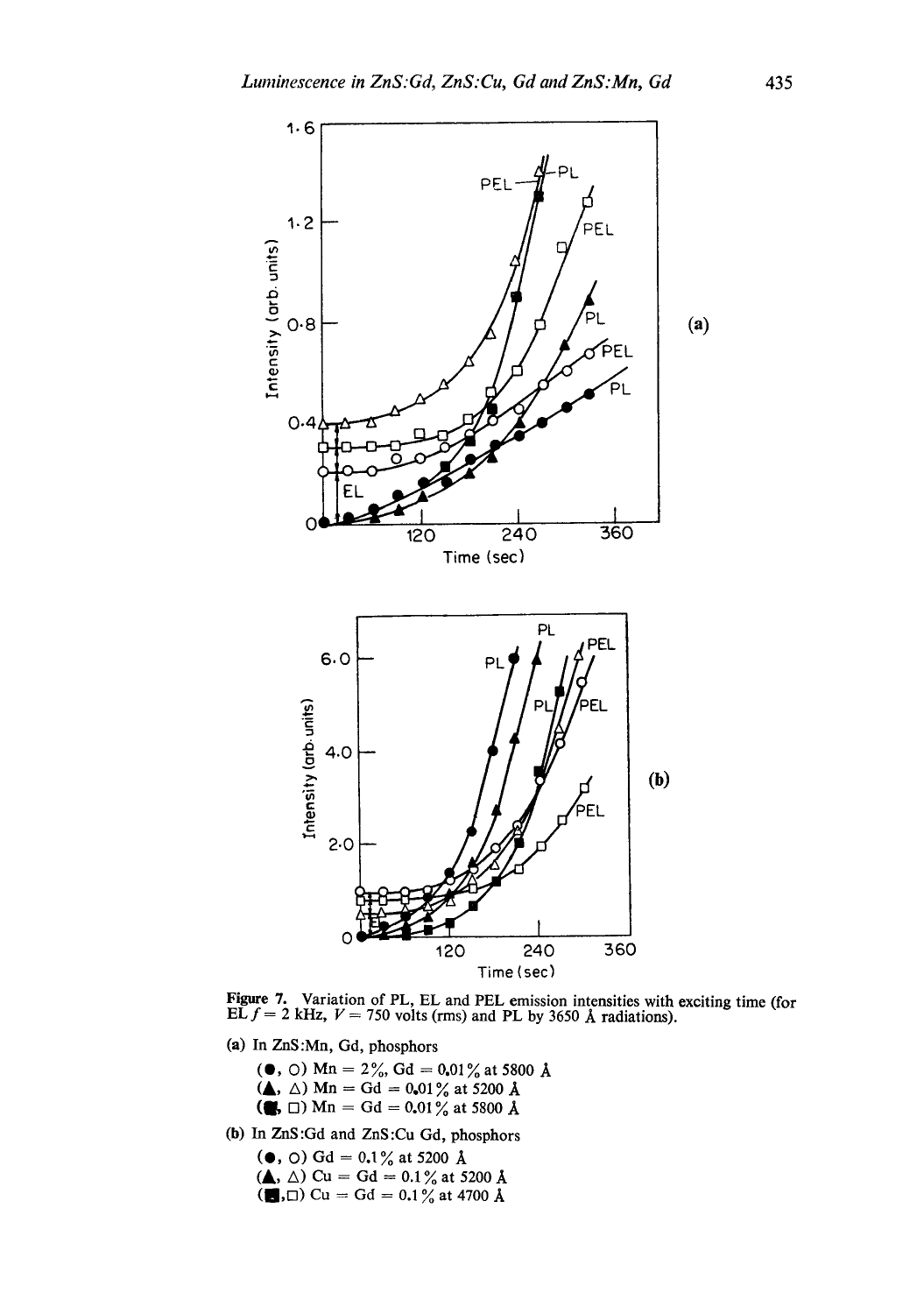**Figure 7.** Variation of PL, EL and PEL emission intensities with exciting time (for EL $f = 2$ kHz, $V = 750$ volts (rms) and PL by 3650 Å radiations).

(a) In ZnS:Mn, Gd, phosphors

(●, ○) Mn = 2%, Gd = 0.01% at 5800 Å
(▲, △) Mn = Gd = 0.01% at 5200 Å
(■, □) Mn = Gd = 0.01% at 5800 Å

(b) In ZnS:Gd and ZnS:Cu Gd, phosphors

(●, ○) Gd = 0.1% at 5200 Å
(▲, △) Cu = Gd = 0.1% at 5200 Å
(■, □) Cu = Gd = 0.1% at 4700 Å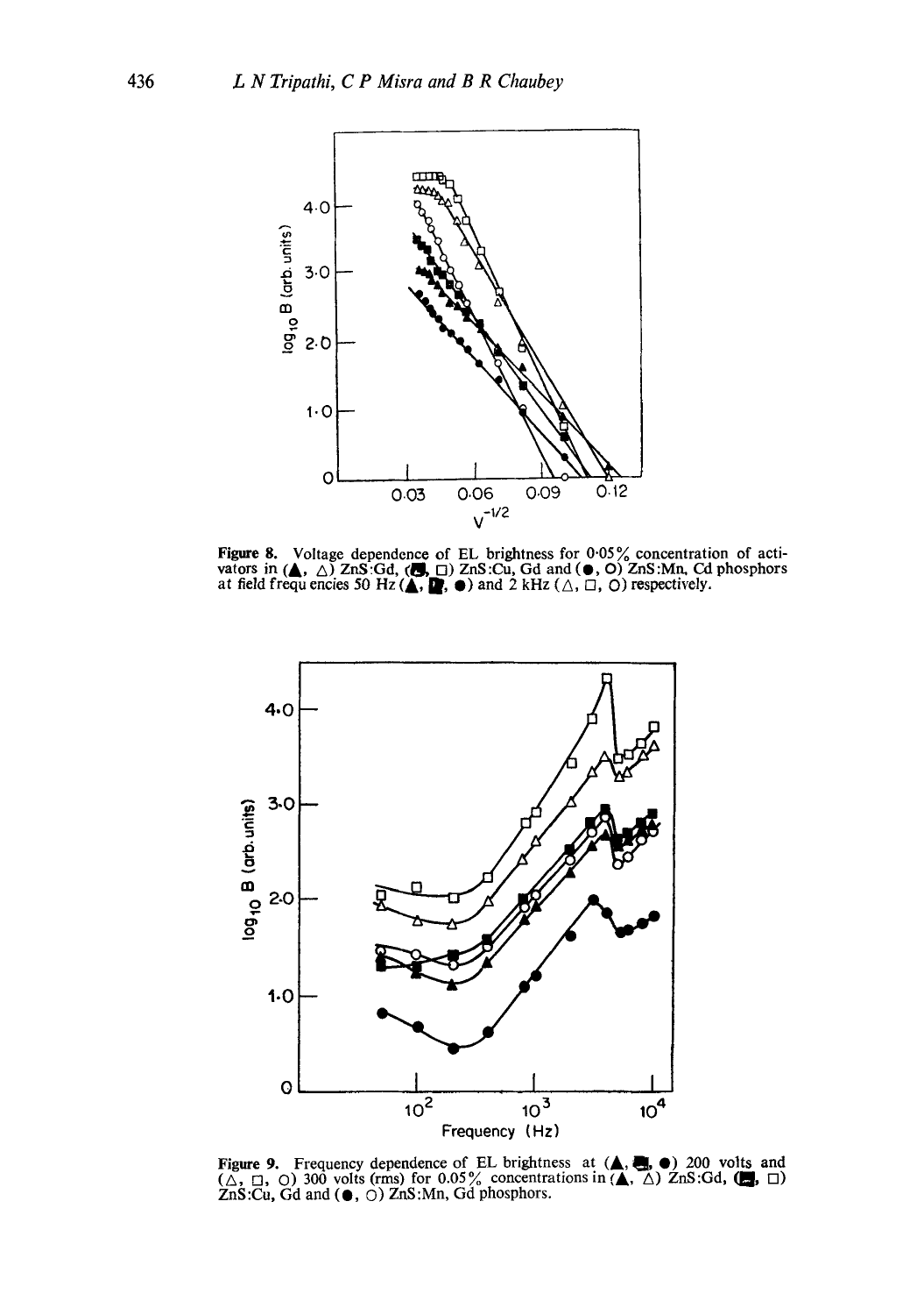**Figure 8.** Voltage dependence of EL brightness for 0·05% concentration of activators in (▲, △) ZnS:Gd, (■, □) ZnS:Cu, Gd and (●, ○) ZnS:Mn, Cd phosphors at field frequencies 50 Hz (▲, ■, ●) and 2 kHz (△, □, ○) respectively.

**Figure 9.** Frequency dependence of EL brightness at (▲, ■, ●) 200 volts and (△, □, ○) 300 volts (rms) for 0.05% concentrations in (▲, △) ZnS:Gd, (■, □) ZnS:Cu, Gd and (●, ○) ZnS:Mn, Gd phosphors.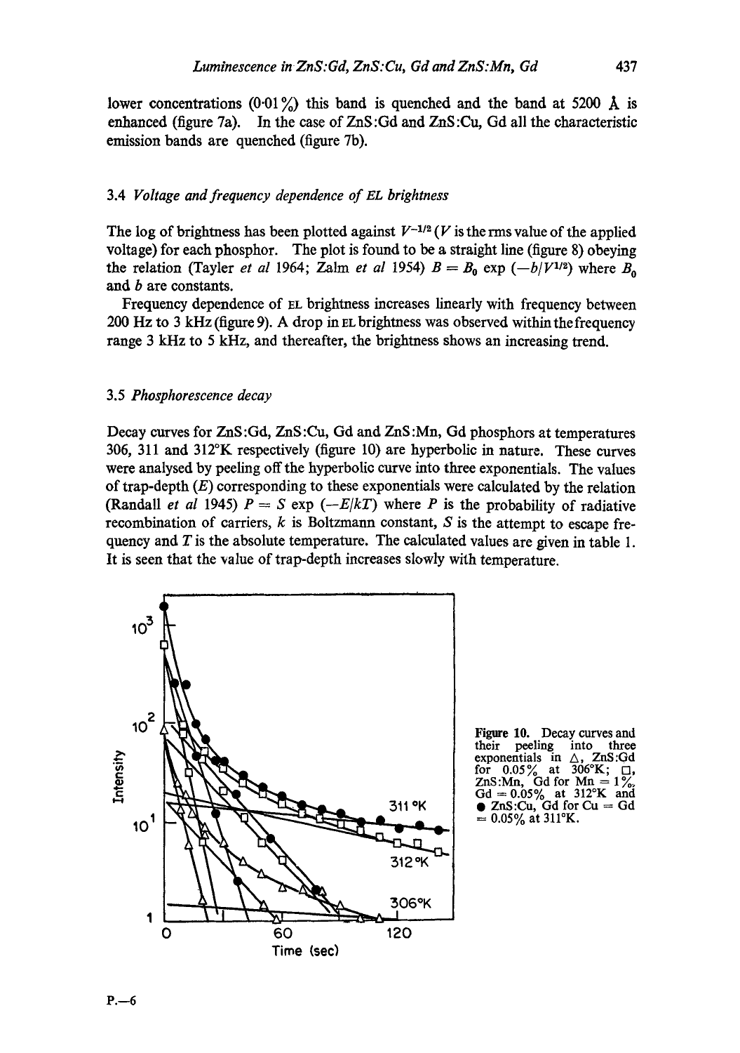lower concentrations (0·01%) this band is quenched and the band at 5200 Å is enhanced (figure 7a). In the case of ZnS:Gd and ZnS:Cu, Gd all the characteristic emission bands are quenched (figure 7b).

### 3.4 *Voltage and frequency dependence of* EL *brightness*

The log of brightness has been plotted against $V^{-1/2}$ ($V$ is the rms value of the applied voltage) for each phosphor. The plot is found to be a straight line (figure 8) obeying the relation (Tayler *et al* 1964; Zalm *et al* 1954) $B = B_0 \exp(-b/V^{1/2})$ where $B_0$ and $b$ are constants.

Frequency dependence of EL brightness increases linearly with frequency between 200 Hz to 3 kHz (figure 9). A drop in EL brightness was observed within the frequency range 3 kHz to 5 kHz, and thereafter, the brightness shows an increasing trend.

### 3.5 *Phosphorescence decay*

Decay curves for ZnS:Gd, ZnS:Cu, Gd and ZnS:Mn, Gd phosphors at temperatures 306, 311 and 312°K respectively (figure 10) are hyperbolic in nature. These curves were analysed by peeling off the hyperbolic curve into three exponentials. The values of trap-depth ($E$) corresponding to these exponentials were calculated by the relation (Randall *et al* 1945) $P = S \exp(-E/kT)$ where $P$ is the probability of radiative recombination of carriers, $k$ is Boltzmann constant, $S$ is the attempt to escape frequency and $T$ is the absolute temperature. The calculated values are given in table 1. It is seen that the value of trap-depth increases slowly with temperature.

**Figure 10.** Decay curves and their peeling into three exponentials in △, ZnS:Gd for 0.05% at 306°K; □, ZnS:Mn, Gd for Mn = 1%, Gd = 0.05% at 312°K and ●, ZnS:Cu, Gd for Cu = Gd = 0.05% at 311°K.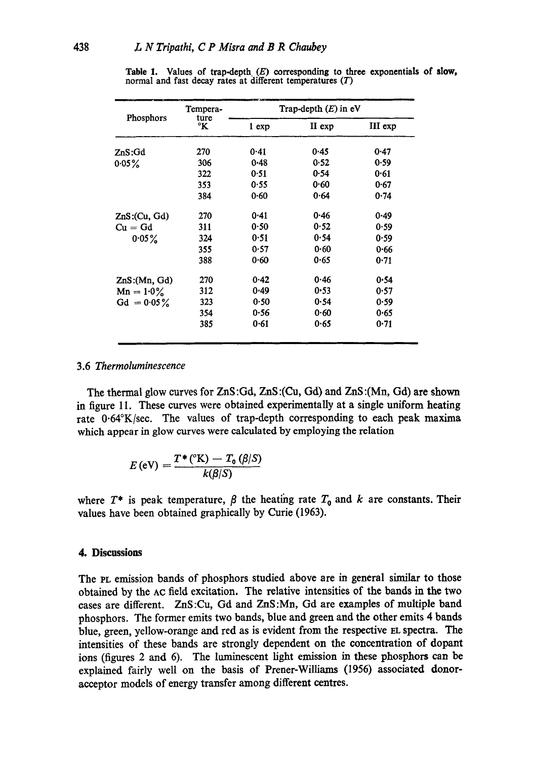**Table 1.** Values of trap-depth ($E$) corresponding to three exponentials of slow, normal and fast decay rates at different temperatures ($T$)

| Phosphors | Temperature °K | Trap-depth ($E$) in eV | | |
|---|---|---|---|---|
| | | I exp | II exp | III exp |
| ZnS:Gd 0·05% | 270 | 0·41 | 0·45 | 0·47 |
| | 306 | 0·48 | 0·52 | 0·59 |
| | 322 | 0·51 | 0·54 | 0·61 |
| | 353 | 0·55 | 0·60 | 0·67 |
| | 384 | 0·60 | 0·64 | 0·74 |
| ZnS:(Cu, Gd) Cu = Gd 0·05% | 270 | 0·41 | 0·46 | 0·49 |
| | 311 | 0·50 | 0·52 | 0·59 |
| | 324 | 0·51 | 0·54 | 0·59 |
| | 355 | 0·57 | 0·60 | 0·66 |
| | 388 | 0·60 | 0·65 | 0·71 |
| ZnS:(Mn, Gd) Mn = 1·0% Gd = 0·05% | 270 | 0·42 | 0·46 | 0·54 |
| | 312 | 0·49 | 0·53 | 0·57 |
| | 323 | 0·50 | 0·54 | 0·59 |
| | 354 | 0·56 | 0·60 | 0·65 |
| | 385 | 0·61 | 0·65 | 0·71 |

### 3.6 *Thermoluminescence*

The thermal glow curves for ZnS:Gd, ZnS:(Cu, Gd) and ZnS:(Mn, Gd) are shown in figure 11. These curves were obtained experimentally at a single uniform heating rate 0·64°K/sec. The values of trap-depth corresponding to each peak maxima which appear in glow curves were calculated by employing the relation

$$E\,(\mathrm{eV}) = \frac{T^*\,(^\circ\mathrm{K}) - T_0\,(\beta/S)}{k(\beta/S)}$$

where $T^*$ is peak temperature, $\beta$ the heating rate $T_0$ and $k$ are constants. Their values have been obtained graphically by Curie (1963).

## 4. Discussions

The PL emission bands of phosphors studied above are in general similar to those obtained by the AC field excitation. The relative intensities of the bands in the two cases are different. ZnS:Cu, Gd and ZnS:Mn, Gd are examples of multiple band phosphors. The former emits two bands, blue and green and the other emits 4 bands blue, green, yellow-orange and red as is evident from the respective EL spectra. The intensities of these bands are strongly dependent on the concentration of dopant ions (figures 2 and 6). The luminescent light emission in these phosphors can be explained fairly well on the basis of Prener-Williams (1956) associated donor-acceptor models of energy transfer among different centres.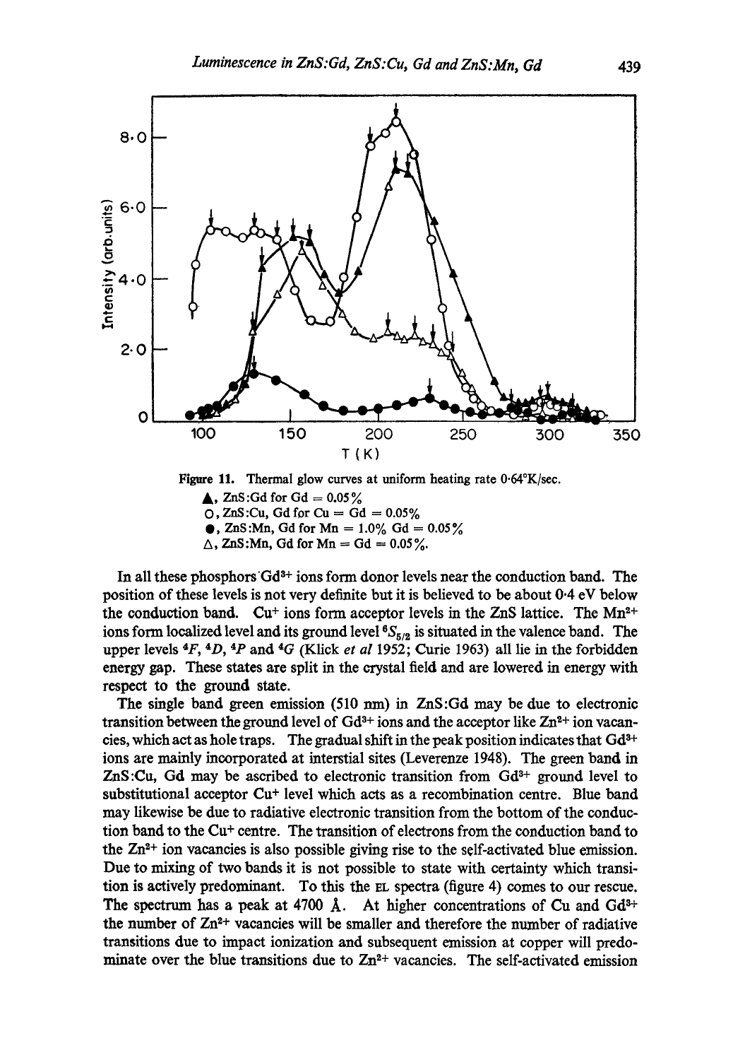Figure 11. Thermal glow curves at uniform heating rate 0·64°K/sec.
▲, ZnS:Gd for Gd = 0.05%
○, ZnS:Cu, Gd for Cu = Gd = 0.05%
●, ZnS:Mn, Gd for Mn = 1.0% Gd = 0.05%
△, ZnS:Mn, Gd for Mn = Gd = 0.05%.

In all these phosphors $Gd^{3+}$ ions form donor levels near the conduction band. The position of these levels is not very definite but it is believed to be about 0·4 eV below the conduction band. $Cu^{+}$ ions form acceptor levels in the ZnS lattice. The $Mn^{2+}$ ions form localized level and its ground level $^6S_{5/2}$ is situated in the valence band. The upper levels $^4F$, $^4D$, $^4P$ and $^4G$ (Klick *et al* 1952; Curie 1963) all lie in the forbidden energy gap. These states are split in the crystal field and are lowered in energy with respect to the ground state.

The single band green emission (510 nm) in ZnS:Gd may be due to electronic transition between the ground level of $Gd^{3+}$ ions and the acceptor like $Zn^{2+}$ ion vacancies, which act as hole traps. The gradual shift in the peak position indicates that $Gd^{3+}$ ions are mainly incorporated at interstial sites (Leverenze 1948). The green band in ZnS:Cu, Gd may be ascribed to electronic transition from $Gd^{3+}$ ground level to substitutional acceptor $Cu^{+}$ level which acts as a recombination centre. Blue band may likewise be due to radiative electronic transition from the bottom of the conduction band to the $Cu^{+}$ centre. The transition of electrons from the conduction band to the $Zn^{2+}$ ion vacancies is also possible giving rise to the self-activated blue emission. Due to mixing of two bands it is not possible to state with certainty which transition is actively predominant. To this the EL spectra (figure 4) comes to our rescue. The spectrum has a peak at 4700 Å. At higher concentrations of Cu and $Gd^{3+}$ the number of $Zn^{2+}$ vacancies will be smaller and therefore the number of radiative transitions due to impact ionization and subsequent emission at copper will predominate over the blue transitions due to $Zn^{2+}$ vacancies. The self-activated emission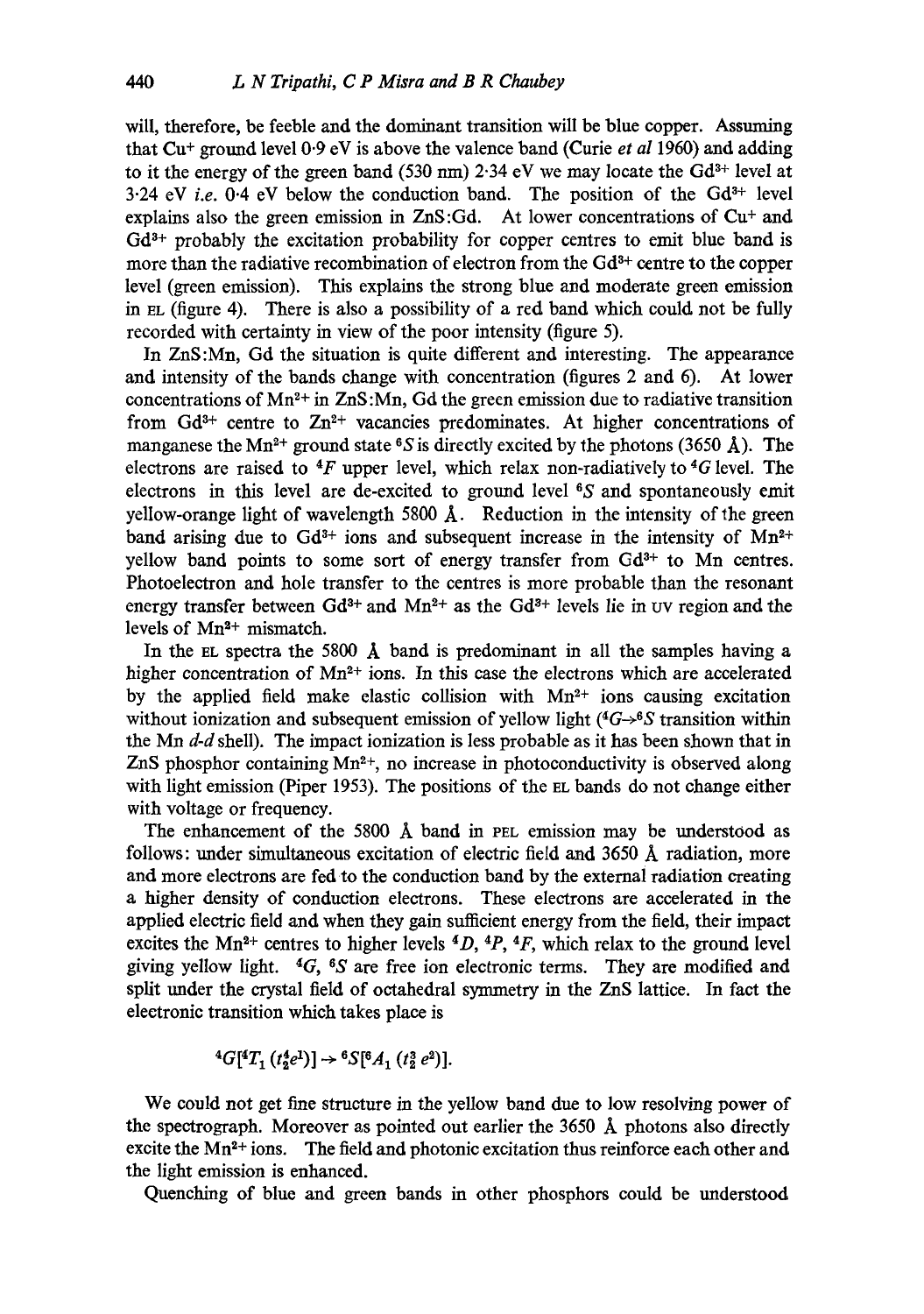will, therefore, be feeble and the dominant transition will be blue copper. Assuming that $Cu^+$ ground level 0·9 eV is above the valence band (Curie *et al* 1960) and adding to it the energy of the green band (530 nm) 2·34 eV we may locate the $Gd^{3+}$ level at 3·24 eV *i.e.* 0·4 eV below the conduction band. The position of the $Gd^{3+}$ level explains also the green emission in ZnS:Gd. At lower concentrations of $Cu^+$ and $Gd^{3+}$ probably the excitation probability for copper centres to emit blue band is more than the radiative recombination of electron from the $Gd^{3+}$ centre to the copper level (green emission). This explains the strong blue and moderate green emission in EL (figure 4). There is also a possibility of a red band which could not be fully recorded with certainty in view of the poor intensity (figure 5).

In ZnS:Mn, Gd the situation is quite different and interesting. The appearance and intensity of the bands change with concentration (figures 2 and 6). At lower concentrations of $Mn^{2+}$ in ZnS:Mn, Gd the green emission due to radiative transition from $Gd^{3+}$ centre to $Zn^{2+}$ vacancies predominates. At higher concentrations of manganese the $Mn^{2+}$ ground state $^6S$ is directly excited by the photons (3650 Å). The electrons are raised to $^4F$ upper level, which relax non-radiatively to $^4G$ level. The electrons in this level are de-excited to ground level $^6S$ and spontaneously emit yellow-orange light of wavelength 5800 Å. Reduction in the intensity of the green band arising due to $Gd^{3+}$ ions and subsequent increase in the intensity of $Mn^{2+}$ yellow band points to some sort of energy transfer from $Gd^{3+}$ to Mn centres. Photoelectron and hole transfer to the centres is more probable than the resonant energy transfer between $Gd^{3+}$ and $Mn^{2+}$ as the $Gd^{3+}$ levels lie in UV region and the levels of $Mn^{2+}$ mismatch.

In the EL spectra the 5800 Å band is predominant in all the samples having a higher concentration of $Mn^{2+}$ ions. In this case the electrons which are accelerated by the applied field make elastic collision with $Mn^{2+}$ ions causing excitation without ionization and subsequent emission of yellow light ($^4G \rightarrow {}^6S$ transition within the Mn *d-d* shell). The impact ionization is less probable as it has been shown that in ZnS phosphor containing $Mn^{2+}$, no increase in photoconductivity is observed along with light emission (Piper 1953). The positions of the EL bands do not change either with voltage or frequency.

The enhancement of the 5800 Å band in PEL emission may be understood as follows: under simultaneous excitation of electric field and 3650 Å radiation, more and more electrons are fed to the conduction band by the external radiation creating a higher density of conduction electrons. These electrons are accelerated in the applied electric field and when they gain sufficient energy from the field, their impact excites the $Mn^{2+}$ centres to higher levels $^4D$, $^4P$, $^4F$, which relax to the ground level giving yellow light. $^4G$, $^6S$ are free ion electronic terms. They are modified and split under the crystal field of octahedral symmetry in the ZnS lattice. In fact the electronic transition which takes place is

$$^4G[^4T_1\,(t_2^4e^1)] \rightarrow {}^6S[^6A_1\,(t_2^3\,e^2)].$$

We could not get fine structure in the yellow band due to low resolving power of the spectrograph. Moreover as pointed out earlier the 3650 Å photons also directly excite the $Mn^{2+}$ ions. The field and photonic excitation thus reinforce each other and the light emission is enhanced.

Quenching of blue and green bands in other phosphors could be understood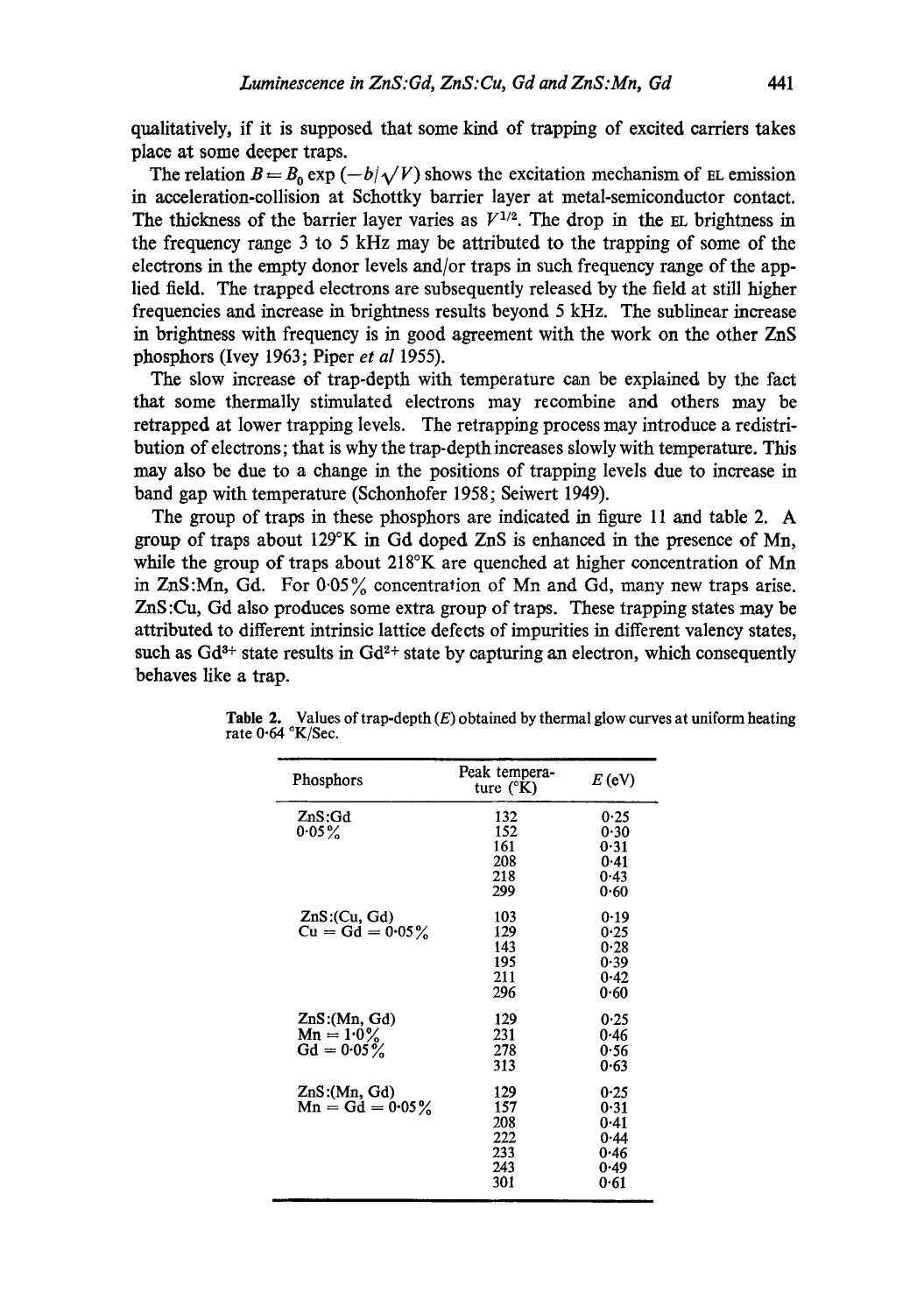qualitatively, if it is supposed that some kind of trapping of excited carriers takes place at some deeper traps.

The relation $B = B_0 \exp(-b/\sqrt{V})$ shows the excitation mechanism of EL emission in acceleration-collision at Schottky barrier layer at metal-semiconductor contact. The thickness of the barrier layer varies as $V^{1/2}$. The drop in the EL brightness in the frequency range 3 to 5 kHz may be attributed to the trapping of some of the electrons in the empty donor levels and/or traps in such frequency range of the applied field. The trapped electrons are subsequently released by the field at still higher frequencies and increase in brightness results beyond 5 kHz. The sublinear increase in brightness with frequency is in good agreement with the work on the other ZnS phosphors (Ivey 1963; Piper *et al* 1955).

The slow increase of trap-depth with temperature can be explained by the fact that some thermally stimulated electrons may recombine and others may be retrapped at lower trapping levels. The retrapping process may introduce a redistribution of electrons; that is why the trap-depth increases slowly with temperature. This may also be due to a change in the positions of trapping levels due to increase in band gap with temperature (Schonhofer 1958; Seiwert 1949).

The group of traps in these phosphors are indicated in figure 11 and table 2. A group of traps about 129°K in Gd doped ZnS is enhanced in the presence of Mn, while the group of traps about 218°K are quenched at higher concentration of Mn in ZnS:Mn, Gd. For 0·05% concentration of Mn and Gd, many new traps arise. ZnS:Cu, Gd also produces some extra group of traps. These trapping states may be attributed to different intrinsic lattice defects of impurities in different valency states, such as $Gd^{3+}$ state results in $Gd^{2+}$ state by capturing an electron, which consequently behaves like a trap.

**Table 2.** Values of trap-depth ($E$) obtained by thermal glow curves at uniform heating rate 0·64 °K/Sec.

| Phosphors | Peak temperature (°K) | $E$ (eV) |
|---|---|---|
| ZnS:Gd 0·05% | 132 | 0·25 |
| | 152 | 0·30 |
| | 161 | 0·31 |
| | 208 | 0·41 |
| | 218 | 0·43 |
| | 299 | 0·60 |
| ZnS:(Cu, Gd) Cu = Gd = 0·05% | 103 | 0·19 |
| | 129 | 0·25 |
| | 143 | 0·28 |
| | 195 | 0·39 |
| | 211 | 0·42 |
| | 296 | 0·60 |
| ZnS:(Mn, Gd) Mn = 1·0% Gd = 0·05% | 129 | 0·25 |
| | 231 | 0·46 |
| | 278 | 0·56 |
| | 313 | 0·63 |
| ZnS:(Mn, Gd) Mn = Gd = 0·05% | 129 | 0·25 |
| | 157 | 0·31 |
| | 208 | 0·41 |
| | 222 | 0·44 |
| | 233 | 0·46 |
| | 243 | 0·49 |
| | 301 | 0·61 |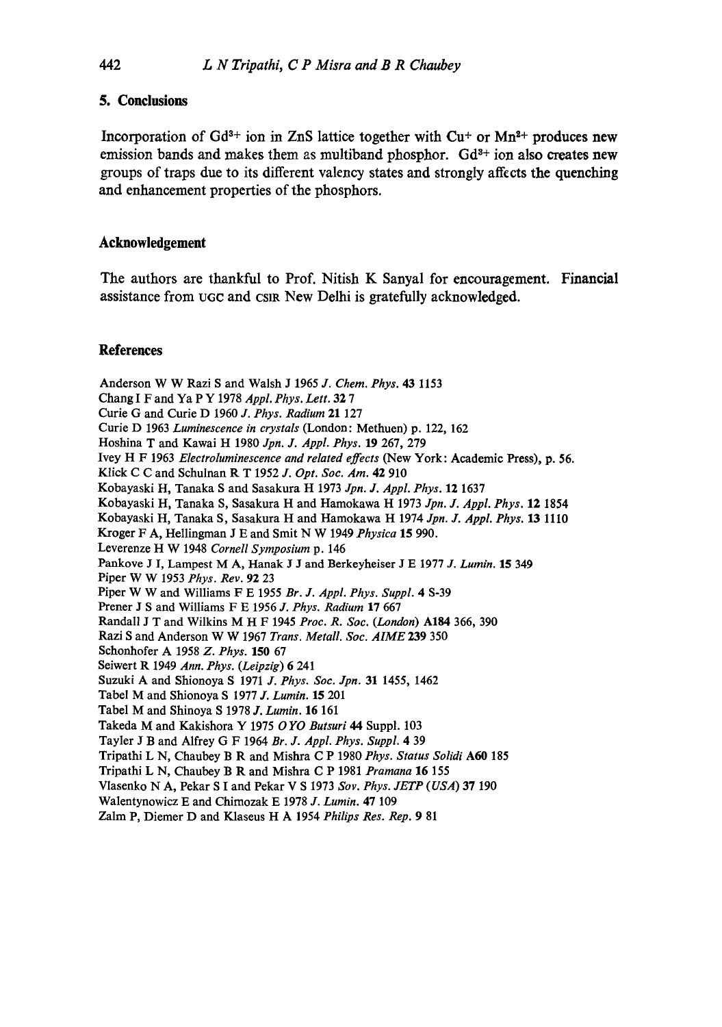## 5. Conclusions

Incorporation of $Gd^{3+}$ ion in ZnS lattice together with $Cu^{+}$ or $Mn^{2+}$ produces new emission bands and makes them as multiband phosphor. $Gd^{3+}$ ion also creates new groups of traps due to its different valency states and strongly affects the quenching and enhancement properties of the phosphors.

## Acknowledgement

The authors are thankful to Prof. Nitish K Sanyal for encouragement. Financial assistance from UGC and CSIR New Delhi is gratefully acknowledged.

## References

Anderson W W Razi S and Walsh J 1965 *J. Chem. Phys.* **43** 1153
Chang I F and Ya P Y 1978 *Appl. Phys. Lett.* **32** 7
Curie G and Curie D 1960 *J. Phys. Radium* **21** 127
Curie D 1963 *Luminescence in crystals* (London: Methuen) p. 122, 162
Hoshina T and Kawai H 1980 *Jpn. J. Appl. Phys.* **19** 267, 279
Ivey H F 1963 *Electroluminescence and related effects* (New York: Academic Press), p. 56.
Klick C C and Schulnan R T 1952 *J. Opt. Soc. Am.* **42** 910
Kobayaski H, Tanaka S and Sasakura H 1973 *Jpn. J. Appl. Phys.* **12** 1637
Kobayaski H, Tanaka S, Sasakura H and Hamokawa H 1973 *Jpn. J. Appl. Phys.* **12** 1854
Kobayaski H, Tanaka S, Sasakura H and Hamokawa H 1974 *Jpn. J. Appl. Phys.* **13** 1110
Kroger F A, Hellingman J E and Smit N W 1949 *Physica* **15** 990.
Leverenze H W 1948 *Cornell Symposium* p. 146
Pankove J I, Lampest M A, Hanak J J and Berkeyheiser J E 1977 *J. Lumin.* **15** 349
Piper W W 1953 *Phys. Rev.* **92** 23
Piper W W and Williams F E 1955 *Br. J. Appl. Phys. Suppl.* **4** S-39
Prener J S and Williams F E 1956 *J. Phys. Radium* **17** 667
Randall J T and Wilkins M H F 1945 *Proc. R. Soc. (London)* **A184** 366, 390
Razi S and Anderson W W 1967 *Trans. Metall. Soc. AIME* **239** 350
Schonhofer A 1958 *Z. Phys.* **150** 67
Seiwert R 1949 *Ann. Phys. (Leipzig)* **6** 241
Suzuki A and Shionoya S 1971 *J. Phys. Soc. Jpn.* **31** 1455, 1462
Tabel M and Shionoya S 1977 *J. Lumin.* **15** 201
Tabel M and Shinoya S 1978 *J. Lumin.* **16** 161
Takeda M and Kakishora Y 1975 *OYO Butsuri* **44** Suppl. 103
Tayler J B and Alfrey G F 1964 *Br. J. Appl. Phys. Suppl.* **4** 39
Tripathi L N, Chaubey B R and Mishra C P 1980 *Phys. Status Solidi* **A60** 185
Tripathi L N, Chaubey B R and Mishra C P 1981 *Pramana* **16** 155
Vlasenko N A, Pekar S I and Pekar V S 1973 *Sov. Phys. JETP (USA)* **37** 190
Walentynowicz E and Chimozak E 1978 *J. Lumin.* **47** 109
Zalm P, Diemer D and Klaseus H A 1954 *Philips Res. Rep.* **9** 81